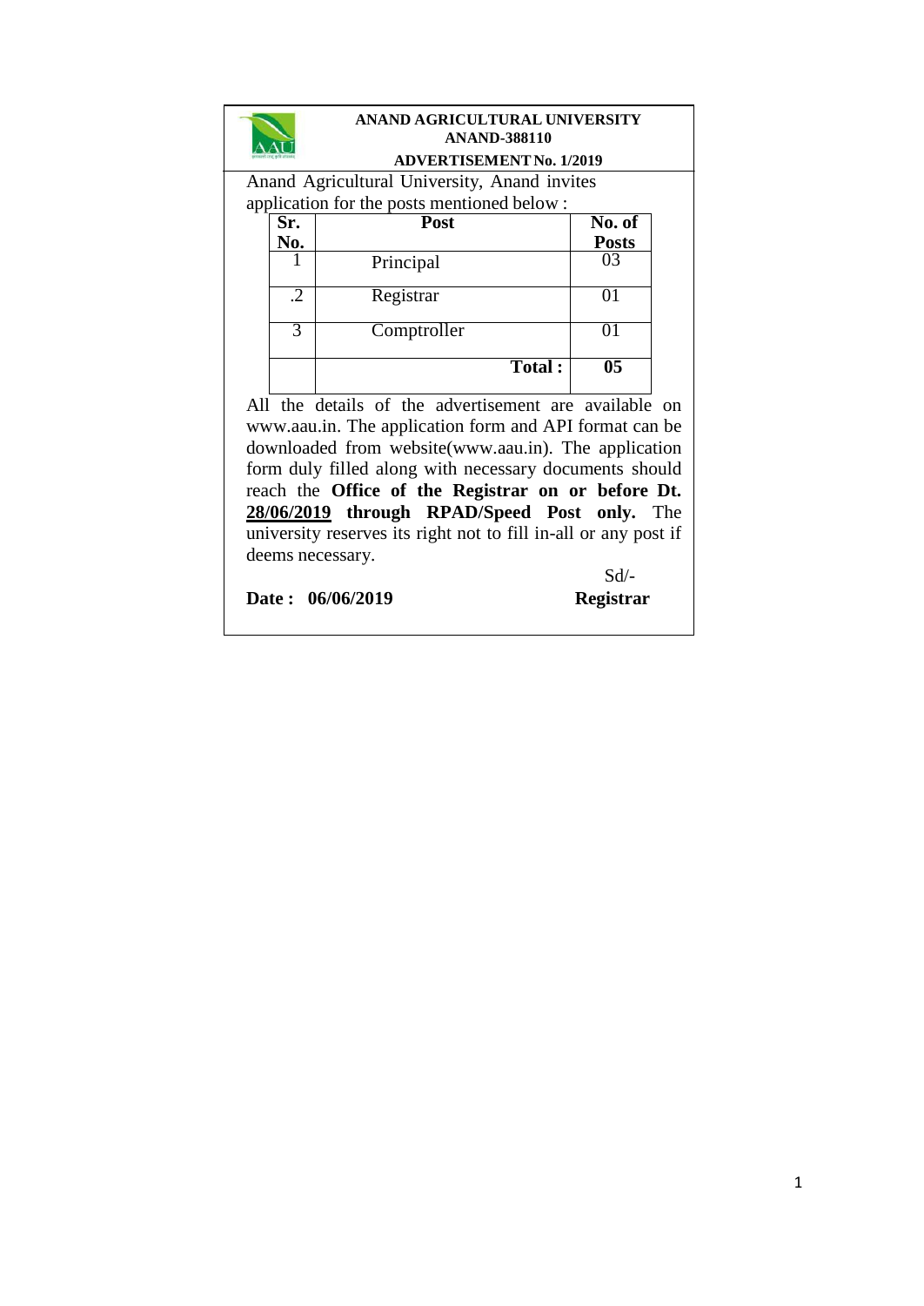**ANAND AGRICULTURAL UNIVERSITY**
**ANAND-388110**
**ADVERTISEMENT No. 1/2019**

Anand Agricultural University, Anand invites application for the posts mentioned below :

| Sr. No. | Post | No. of Posts |
|---|---|---|
| 1 | Principal | 03 |
| .2 | Registrar | 01 |
| 3 | Comptroller | 01 |
| | **Total :** | **05** |

All the details of the advertisement are available on www.aau.in. The application form and API format can be downloaded from website(www.aau.in). The application form duly filled along with necessary documents should reach the **Office of the Registrar on or before Dt. <u>28/06/2019</u> through RPAD/Speed Post only.** The university reserves its right not to fill in-all or any post if deems necessary.

Sd/-

**Date : 06/06/2019** **Registrar**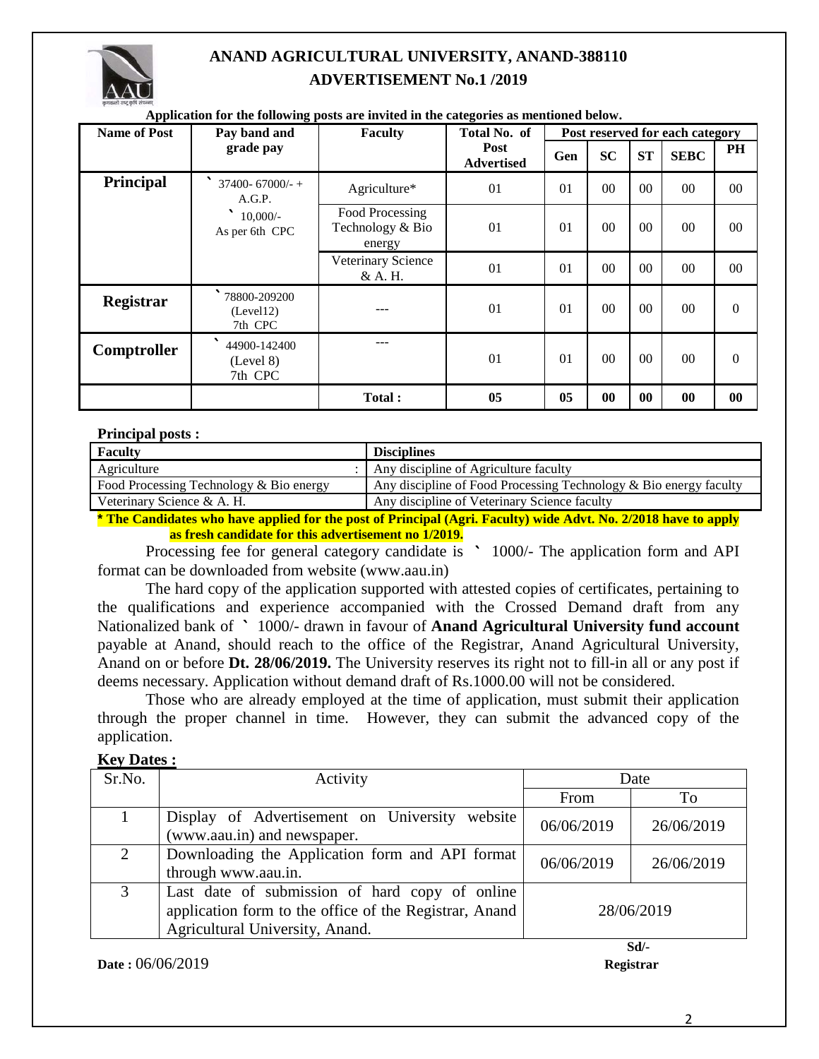# ANAND AGRICULTURAL UNIVERSITY, ANAND-388110

## ADVERTISEMENT No.1 /2019

**Application for the following posts are invited in the categories as mentioned below.**

| Name of Post | Pay band and grade pay | Faculty | Total No. of Post Advertised | Post reserved for each category | | | | |
|---|---|---|---|---|---|---|---|---|
| | | | | Gen | SC | ST | SEBC | PH |
| **Principal** | ` 37400- 67000/- + A.G.P. ` 10,000/- As per 6th CPC | Agriculture* | 01 | 01 | 00 | 00 | 00 | 00 |
| | | Food Processing Technology & Bio energy | 01 | 01 | 00 | 00 | 00 | 00 |
| | | Veterinary Science & A. H. | 01 | 01 | 00 | 00 | 00 | 00 |
| **Registrar** | ` 78800-209200 (Level12) 7th CPC | --- | 01 | 01 | 00 | 00 | 00 | 0 |
| **Comptroller** | ` 44900-142400 (Level 8) 7th CPC | --- | 01 | 01 | 00 | 00 | 00 | 0 |
| | | **Total :** | **05** | **05** | **00** | **00** | **00** | **00** |

**Principal posts :**

| **Faculty** | **Disciplines** |
|---|---|
| Agriculture : | Any discipline of Agriculture faculty |
| Food Processing Technology & Bio energy | Any discipline of Food Processing Technology & Bio energy faculty |
| Veterinary Science & A. H. | Any discipline of Veterinary Science faculty |

**\* The Candidates who have applied for the post of Principal (Agri. Faculty) wide Advt. No. 2/2018 have to apply as fresh candidate for this advertisement no 1/2019.**

Processing fee for general category candidate is ` 1000/- The application form and API format can be downloaded from website (www.aau.in)

The hard copy of the application supported with attested copies of certificates, pertaining to the qualifications and experience accompanied with the Crossed Demand draft from any Nationalized bank of ` 1000/- drawn in favour of **Anand Agricultural University fund account** payable at Anand, should reach to the office of the Registrar, Anand Agricultural University, Anand on or before **Dt. 28/06/2019.** The University reserves its right not to fill-in all or any post if deems necessary. Application without demand draft of Rs.1000.00 will not be considered.

Those who are already employed at the time of application, must submit their application through the proper channel in time. However, they can submit the advanced copy of the application.

**Key Dates :**

| Sr.No. | Activity | Date | |
|---|---|---|---|
| | | From | To |
| 1 | Display of Advertisement on University website (www.aau.in) and newspaper. | 06/06/2019 | 26/06/2019 |
| 2 | Downloading the Application form and API format through www.aau.in. | 06/06/2019 | 26/06/2019 |
| 3 | Last date of submission of hard copy of online application form to the office of the Registrar, Anand Agricultural University, Anand. | 28/06/2019 | |

**Date :** 06/06/2019

**Sd/-**
**Registrar**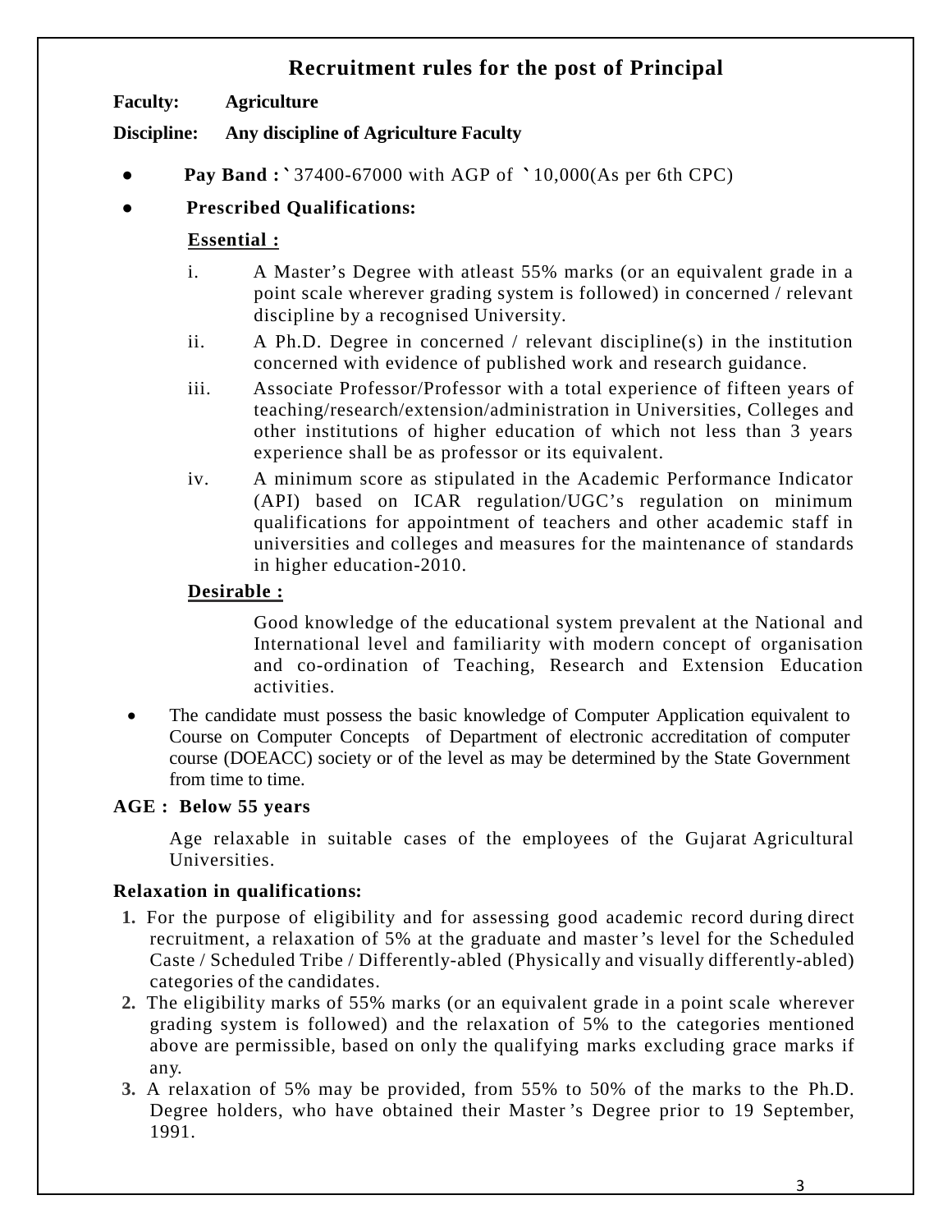# Recruitment rules for the post of Principal

**Faculty:** **Agriculture**

**Discipline:** **Any discipline of Agriculture Faculty**

- **Pay Band :** ` 37400-67000 with AGP of ` 10,000(As per 6th CPC)
- **Prescribed Qualifications:**

**Essential :**

i. A Master's Degree with atleast 55% marks (or an equivalent grade in a point scale wherever grading system is followed) in concerned / relevant discipline by a recognised University.

ii. A Ph.D. Degree in concerned / relevant discipline(s) in the institution concerned with evidence of published work and research guidance.

iii. Associate Professor/Professor with a total experience of fifteen years of teaching/research/extension/administration in Universities, Colleges and other institutions of higher education of which not less than 3 years experience shall be as professor or its equivalent.

iv. A minimum score as stipulated in the Academic Performance Indicator (API) based on ICAR regulation/UGC's regulation on minimum qualifications for appointment of teachers and other academic staff in universities and colleges and measures for the maintenance of standards in higher education-2010.

**Desirable :**

Good knowledge of the educational system prevalent at the National and International level and familiarity with modern concept of organisation and co-ordination of Teaching, Research and Extension Education activities.

- The candidate must possess the basic knowledge of Computer Application equivalent to Course on Computer Concepts of Department of electronic accreditation of computer course (DOEACC) society or of the level as may be determined by the State Government from time to time.

**AGE : Below 55 years**

Age relaxable in suitable cases of the employees of the Gujarat Agricultural Universities.

**Relaxation in qualifications:**

1. For the purpose of eligibility and for assessing good academic record during direct recruitment, a relaxation of 5% at the graduate and master's level for the Scheduled Caste / Scheduled Tribe / Differently-abled (Physically and visually differently-abled) categories of the candidates.
2. The eligibility marks of 55% marks (or an equivalent grade in a point scale wherever grading system is followed) and the relaxation of 5% to the categories mentioned above are permissible, based on only the qualifying marks excluding grace marks if any.
3. A relaxation of 5% may be provided, from 55% to 50% of the marks to the Ph.D. Degree holders, who have obtained their Master's Degree prior to 19 September, 1991.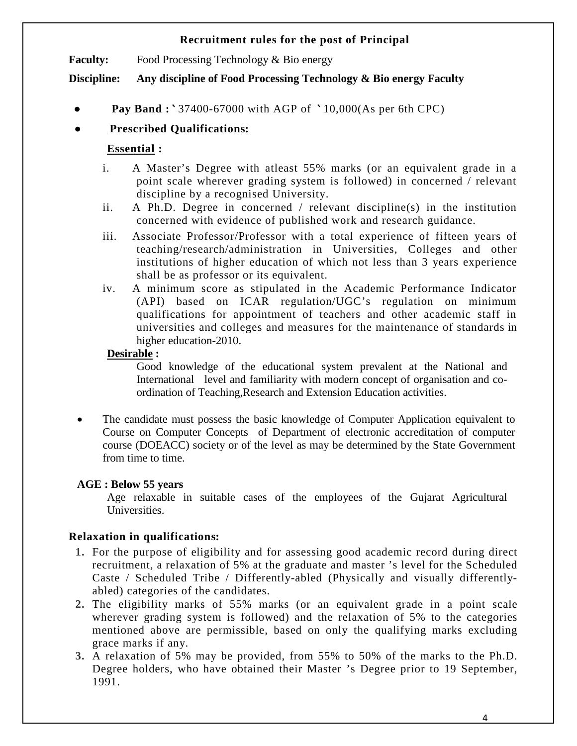## Recruitment rules for the post of Principal

**Faculty:** Food Processing Technology & Bio energy

**Discipline:** **Any discipline of Food Processing Technology & Bio energy Faculty**

- **Pay Band :** ` 37400-67000 with AGP of ` 10,000(As per 6th CPC)
- **Prescribed Qualifications:**

**Essential :**

i. A Master's Degree with atleast 55% marks (or an equivalent grade in a point scale wherever grading system is followed) in concerned / relevant discipline by a recognised University.

ii. A Ph.D. Degree in concerned / relevant discipline(s) in the institution concerned with evidence of published work and research guidance.

iii. Associate Professor/Professor with a total experience of fifteen years of teaching/research/administration in Universities, Colleges and other institutions of higher education of which not less than 3 years experience shall be as professor or its equivalent.

iv. A minimum score as stipulated in the Academic Performance Indicator (API) based on ICAR regulation/UGC's regulation on minimum qualifications for appointment of teachers and other academic staff in universities and colleges and measures for the maintenance of standards in higher education-2010.

**Desirable :**

Good knowledge of the educational system prevalent at the National and International level and familiarity with modern concept of organisation and co-ordination of Teaching,Research and Extension Education activities.

- The candidate must possess the basic knowledge of Computer Application equivalent to Course on Computer Concepts of Department of electronic accreditation of computer course (DOEACC) society or of the level as may be determined by the State Government from time to time.

**AGE : Below 55 years**

Age relaxable in suitable cases of the employees of the Gujarat Agricultural Universities.

**Relaxation in qualifications:**

1. For the purpose of eligibility and for assessing good academic record during direct recruitment, a relaxation of 5% at the graduate and master 's level for the Scheduled Caste / Scheduled Tribe / Differently-abled (Physically and visually differently-abled) categories of the candidates.
2. The eligibility marks of 55% marks (or an equivalent grade in a point scale wherever grading system is followed) and the relaxation of 5% to the categories mentioned above are permissible, based on only the qualifying marks excluding grace marks if any.
3. A relaxation of 5% may be provided, from 55% to 50% of the marks to the Ph.D. Degree holders, who have obtained their Master 's Degree prior to 19 September, 1991.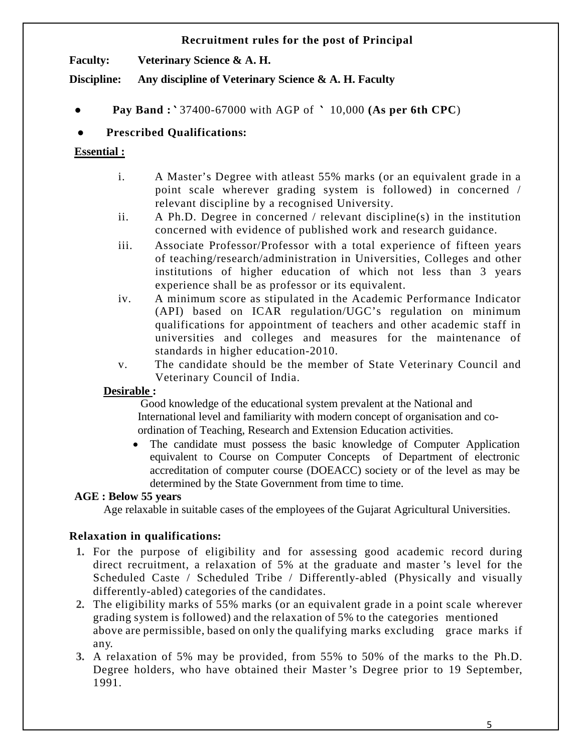## Recruitment rules for the post of Principal

**Faculty:** **Veterinary Science & A. H.**

**Discipline:** **Any discipline of Veterinary Science & A. H. Faculty**

- **Pay Band :** ` 37400-67000 with AGP of ` 10,000 **(As per 6th CPC)**
- **Prescribed Qualifications:**

**Essential :**

i. A Master's Degree with atleast 55% marks (or an equivalent grade in a point scale wherever grading system is followed) in concerned / relevant discipline by a recognised University.

ii. A Ph.D. Degree in concerned / relevant discipline(s) in the institution concerned with evidence of published work and research guidance.

iii. Associate Professor/Professor with a total experience of fifteen years of teaching/research/administration in Universities, Colleges and other institutions of higher education of which not less than 3 years experience shall be as professor or its equivalent.

iv. A minimum score as stipulated in the Academic Performance Indicator (API) based on ICAR regulation/UGC's regulation on minimum qualifications for appointment of teachers and other academic staff in universities and colleges and measures for the maintenance of standards in higher education-2010.

v. The candidate should be the member of State Veterinary Council and Veterinary Council of India.

**Desirable :**

Good knowledge of the educational system prevalent at the National and International level and familiarity with modern concept of organisation and co-ordination of Teaching, Research and Extension Education activities.

- The candidate must possess the basic knowledge of Computer Application equivalent to Course on Computer Concepts of Department of electronic accreditation of computer course (DOEACC) society or of the level as may be determined by the State Government from time to time.

**AGE : Below 55 years**

Age relaxable in suitable cases of the employees of the Gujarat Agricultural Universities.

**Relaxation in qualifications:**

1. For the purpose of eligibility and for assessing good academic record during direct recruitment, a relaxation of 5% at the graduate and master's level for the Scheduled Caste / Scheduled Tribe / Differently-abled (Physically and visually differently-abled) categories of the candidates.
2. The eligibility marks of 55% marks (or an equivalent grade in a point scale wherever grading system is followed) and the relaxation of 5% to the categories mentioned above are permissible, based on only the qualifying marks excluding grace marks if any.
3. A relaxation of 5% may be provided, from 55% to 50% of the marks to the Ph.D. Degree holders, who have obtained their Master's Degree prior to 19 September, 1991.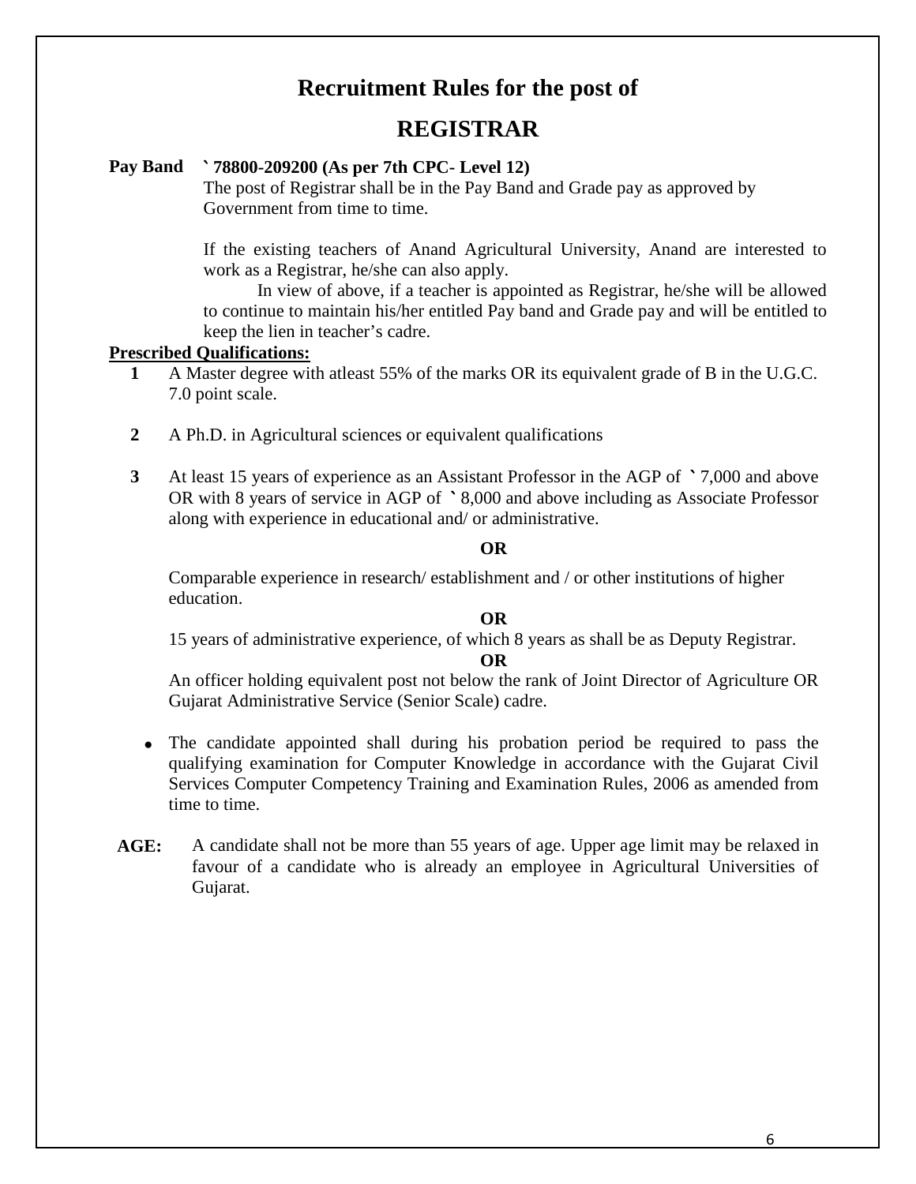# Recruitment Rules for the post of

# REGISTRAR

**Pay Band** **` 78800-209200 (As per 7th CPC- Level 12)**

The post of Registrar shall be in the Pay Band and Grade pay as approved by Government from time to time.

If the existing teachers of Anand Agricultural University, Anand are interested to work as a Registrar, he/she can also apply.

In view of above, if a teacher is appointed as Registrar, he/she will be allowed to continue to maintain his/her entitled Pay band and Grade pay and will be entitled to keep the lien in teacher's cadre.

**Prescribed Qualifications:**

**1** A Master degree with atleast 55% of the marks OR its equivalent grade of B in the U.G.C. 7.0 point scale.

**2** A Ph.D. in Agricultural sciences or equivalent qualifications

**3** At least 15 years of experience as an Assistant Professor in the AGP of ` 7,000 and above OR with 8 years of service in AGP of ` 8,000 and above including as Associate Professor along with experience in educational and/ or administrative.

**OR**

Comparable experience in research/ establishment and / or other institutions of higher education.

**OR**

15 years of administrative experience, of which 8 years as shall be as Deputy Registrar.

**OR**

An officer holding equivalent post not below the rank of Joint Director of Agriculture OR Gujarat Administrative Service (Senior Scale) cadre.

- The candidate appointed shall during his probation period be required to pass the qualifying examination for Computer Knowledge in accordance with the Gujarat Civil Services Computer Competency Training and Examination Rules, 2006 as amended from time to time.

**AGE:** A candidate shall not be more than 55 years of age. Upper age limit may be relaxed in favour of a candidate who is already an employee in Agricultural Universities of Gujarat.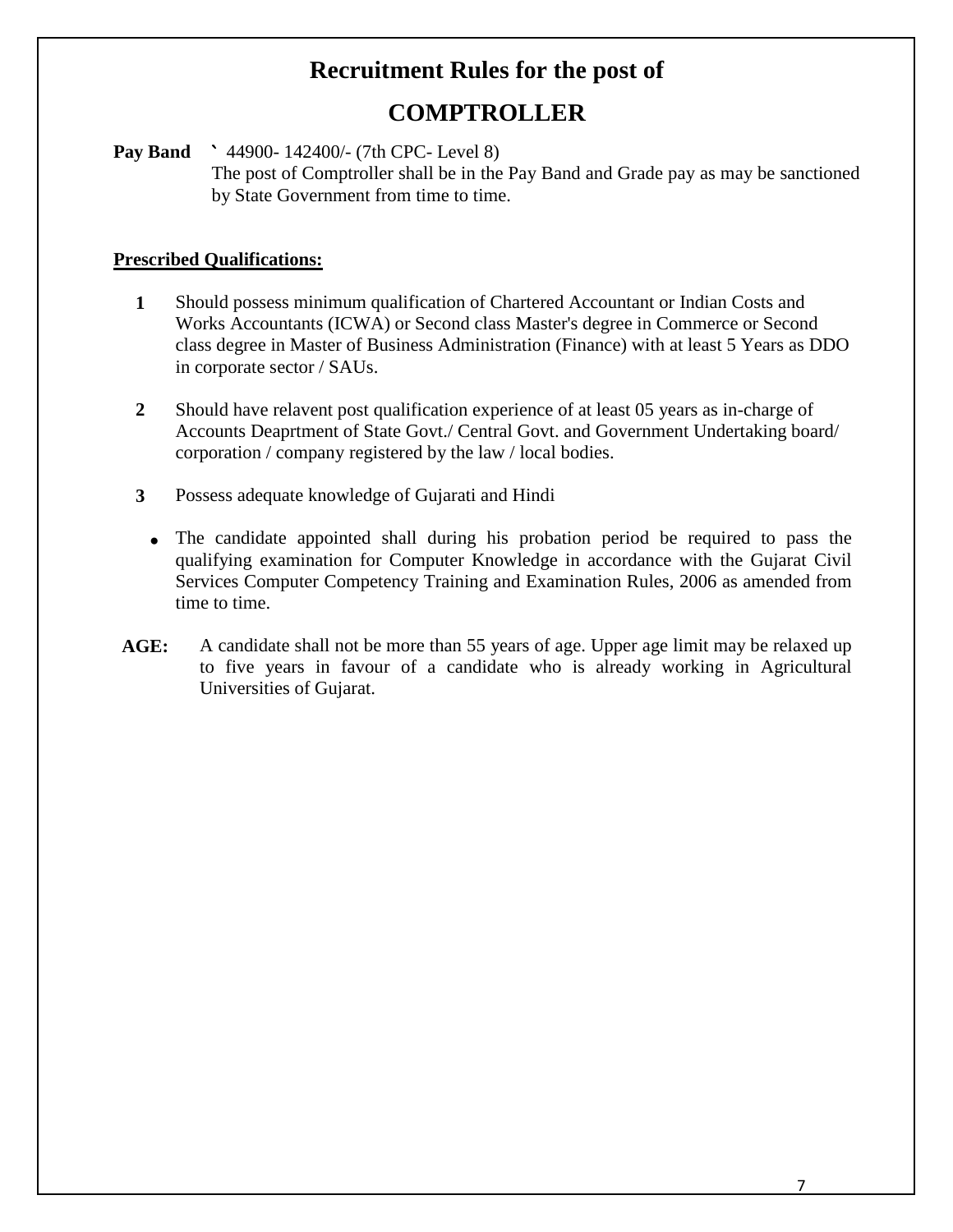# Recruitment Rules for the post of

# COMPTROLLER

**Pay Band** ` 44900- 142400/- (7th CPC- Level 8)
The post of Comptroller shall be in the Pay Band and Grade pay as may be sanctioned by State Government from time to time.

**Prescribed Qualifications:**

**1** Should possess minimum qualification of Chartered Accountant or Indian Costs and Works Accountants (ICWA) or Second class Master's degree in Commerce or Second class degree in Master of Business Administration (Finance) with at least 5 Years as DDO in corporate sector / SAUs.

**2** Should have relavent post qualification experience of at least 05 years as in-charge of Accounts Deaprtment of State Govt./ Central Govt. and Government Undertaking board/ corporation / company registered by the law / local bodies.

**3** Possess adequate knowledge of Gujarati and Hindi

- The candidate appointed shall during his probation period be required to pass the qualifying examination for Computer Knowledge in accordance with the Gujarat Civil Services Computer Competency Training and Examination Rules, 2006 as amended from time to time.

**AGE:** A candidate shall not be more than 55 years of age. Upper age limit may be relaxed up to five years in favour of a candidate who is already working in Agricultural Universities of Gujarat.